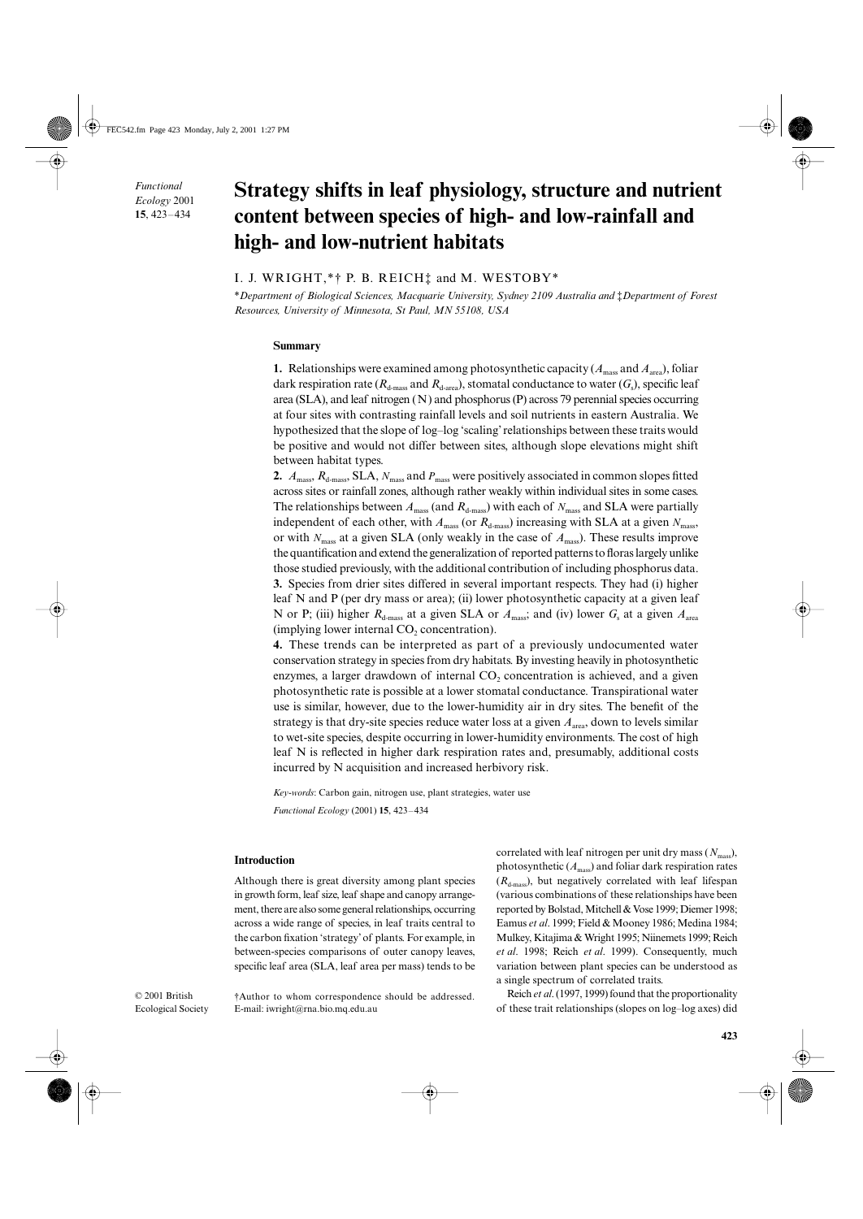# Strategy shifts in leaf physiology, structure and nutrient content between species of high- and low-rainfall and high- and low-nutrient habitats

I. J. WRIGHT,*† P. B. REICH‡ and M. WESTOBY*

*Department of Biological Sciences, Macquarie University, Sydney 2109 Australia and ‡Department of Forest Resources, University of Minnesota, St Paul, MN 55108, USA*

## Summary

**1.** Relationships were examined among photosynthetic capacity ($A_{mass}$ and $A_{area}$), foliar dark respiration rate ($R_{d\text{-}mass}$ and $R_{d\text{-}area}$), stomatal conductance to water ($G_s$), specific leaf area (SLA), and leaf nitrogen (N) and phosphorus (P) across 79 perennial species occurring at four sites with contrasting rainfall levels and soil nutrients in eastern Australia. We hypothesized that the slope of log–log 'scaling' relationships between these traits would be positive and would not differ between sites, although slope elevations might shift between habitat types.

**2.** $A_{mass}$, $R_{d\text{-}mass}$, SLA, $N_{mass}$ and $P_{mass}$ were positively associated in common slopes fitted across sites or rainfall zones, although rather weakly within individual sites in some cases. The relationships between $A_{mass}$ (and $R_{d\text{-}mass}$) with each of $N_{mass}$ and SLA were partially independent of each other, with $A_{mass}$ (or $R_{d\text{-}mass}$) increasing with SLA at a given $N_{mass}$, or with $N_{mass}$ at a given SLA (only weakly in the case of $A_{mass}$). These results improve the quantification and extend the generalization of reported patterns to floras largely unlike those studied previously, with the additional contribution of including phosphorus data.

**3.** Species from drier sites differed in several important respects. They had (i) higher leaf N and P (per dry mass or area); (ii) lower photosynthetic capacity at a given leaf N or P; (iii) higher $R_{d\text{-}mass}$ at a given SLA or $A_{mass}$; and (iv) lower $G_s$ at a given $A_{area}$ (implying lower internal $CO_2$ concentration).

**4.** These trends can be interpreted as part of a previously undocumented water conservation strategy in species from dry habitats. By investing heavily in photosynthetic enzymes, a larger drawdown of internal $CO_2$ concentration is achieved, and a given photosynthetic rate is possible at a lower stomatal conductance. Transpirational water use is similar, however, due to the lower-humidity air in dry sites. The benefit of the strategy is that dry-site species reduce water loss at a given $A_{area}$, down to levels similar to wet-site species, despite occurring in lower-humidity environments. The cost of high leaf N is reflected in higher dark respiration rates and, presumably, additional costs incurred by N acquisition and increased herbivory risk.

*Key-words*: Carbon gain, nitrogen use, plant strategies, water use

## Introduction

Although there is great diversity among plant species in growth form, leaf size, leaf shape and canopy arrangement, there are also some general relationships, occurring across a wide range of species, in leaf traits central to the carbon fixation 'strategy' of plants. For example, in between-species comparisons of outer canopy leaves, specific leaf area (SLA, leaf area per mass) tends to be correlated with leaf nitrogen per unit dry mass ($N_{mass}$), photosynthetic ($A_{mass}$) and foliar dark respiration rates ($R_{d\text{-}mass}$), but negatively correlated with leaf lifespan (various combinations of these relationships have been reported by Bolstad, Mitchell & Vose 1999; Diemer 1998; Eamus *et al*. 1999; Field & Mooney 1986; Medina 1984; Mulkey, Kitajima & Wright 1995; Niinemets 1999; Reich *et al*. 1998; Reich *et al*. 1999). Consequently, much variation between plant species can be understood as a single spectrum of correlated traits.

Reich *et al*. (1997, 1999) found that the proportionality of these trait relationships (slopes on log–log axes) did

†Author to whom correspondence should be addressed. E-mail: iwright@rna.bio.mq.edu.au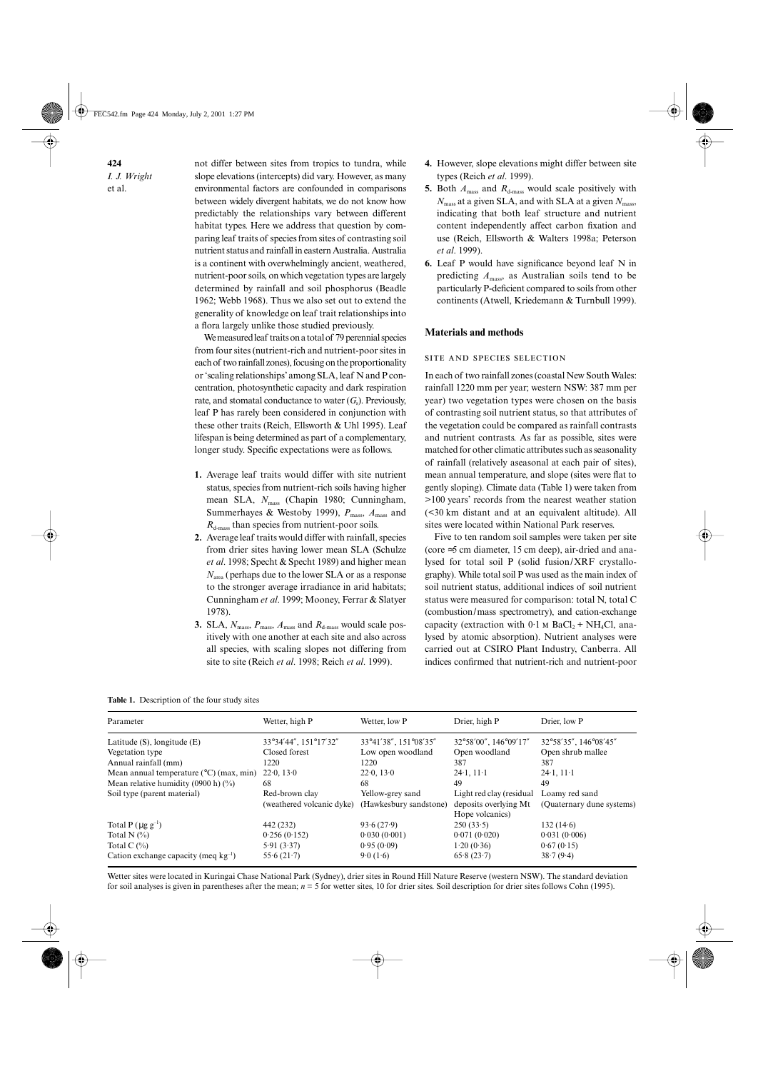not differ between sites from tropics to tundra, while slope elevations (intercepts) did vary. However, as many environmental factors are confounded in comparisons between widely divergent habitats, we do not know how predictably the relationships vary between different habitat types. Here we address that question by comparing leaf traits of species from sites of contrasting soil nutrient status and rainfall in eastern Australia. Australia is a continent with overwhelmingly ancient, weathered, nutrient-poor soils, on which vegetation types are largely determined by rainfall and soil phosphorus (Beadle 1962; Webb 1968). Thus we also set out to extend the generality of knowledge on leaf trait relationships into a flora largely unlike those studied previously.

We measured leaf traits on a total of 79 perennial species from four sites (nutrient-rich and nutrient-poor sites in each of two rainfall zones), focusing on the proportionality or 'scaling relationships' among SLA, leaf N and P concentration, photosynthetic capacity and dark respiration rate, and stomatal conductance to water ($G_s$). Previously, leaf P has rarely been considered in conjunction with these other traits (Reich, Ellsworth & Uhl 1995). Leaf lifespan is being determined as part of a complementary, longer study. Specific expectations were as follows.

1. Average leaf traits would differ with site nutrient status, species from nutrient-rich soils having higher mean SLA, $N_{mass}$ (Chapin 1980; Cunningham, Summerhayes & Westoby 1999), $P_{mass}$, $A_{mass}$ and $R_{d\text{-}mass}$ than species from nutrient-poor soils.
2. Average leaf traits would differ with rainfall, species from drier sites having lower mean SLA (Schulze *et al*. 1998; Specht & Specht 1989) and higher mean $N_{area}$ (perhaps due to the lower SLA or as a response to the stronger average irradiance in arid habitats; Cunningham *et al*. 1999; Mooney, Ferrar & Slatyer 1978).
3. SLA, $N_{mass}$, $P_{mass}$, $A_{mass}$ and $R_{d\text{-}mass}$ would scale positively with one another at each site and also across all species, with scaling slopes not differing from site to site (Reich *et al*. 1998; Reich *et al*. 1999).
4. However, slope elevations might differ between site types (Reich *et al*. 1999).
5. Both $A_{mass}$ and $R_{d\text{-}mass}$ would scale positively with $N_{mass}$ at a given SLA, and with SLA at a given $N_{mass}$, indicating that both leaf structure and nutrient content independently affect carbon fixation and use (Reich, Ellsworth & Walters 1998a; Peterson *et al*. 1999).
6. Leaf P would have significance beyond leaf N in predicting $A_{mass}$, as Australian soils tend to be particularly P-deficient compared to soils from other continents (Atwell, Kriedemann & Turnbull 1999).

## Materials and methods

### Site and species selection

In each of two rainfall zones (coastal New South Wales: rainfall 1220 mm per year; western NSW: 387 mm per year) two vegetation types were chosen on the basis of contrasting soil nutrient status, so that attributes of the vegetation could be compared as rainfall contrasts and nutrient contrasts. As far as possible, sites were matched for other climatic attributes such as seasonality of rainfall (relatively aseasonal at each pair of sites), mean annual temperature, and slope (sites were flat to gently sloping). Climate data (Table 1) were taken from >100 years' records from the nearest weather station (<30 km distant and at an equivalent altitude). All sites were located within National Park reserves.

Five to ten random soil samples were taken per site (core ≈5 cm diameter, 15 cm deep), air-dried and analysed for total soil P (solid fusion/XRF crystallography). While total soil P was used as the main index of soil nutrient status, additional indices of soil nutrient status were measured for comparison: total N, total C (combustion/mass spectrometry), and cation-exchange capacity (extraction with 0·1 M $BaCl_2$ + $NH_4Cl$, analysed by atomic absorption). Nutrient analyses were carried out at CSIRO Plant Industry, Canberra. All indices confirmed that nutrient-rich and nutrient-poor

**Table 1.** Description of the four study sites

| Parameter | Wetter, high P | Wetter, low P | Drier, high P | Drier, low P |
|---|---|---|---|---|
| Latitude (S), longitude (E) | 33°34′44″, 151°17′32″ | 33°41′38″, 151°08′35″ | 32°58′00″, 146°09′17″ | 32°58′35″, 146°08′45″ |
| Vegetation type | Closed forest | Low open woodland | Open woodland | Open shrub mallee |
| Annual rainfall (mm) | 1220 | 1220 | 387 | 387 |
| Mean annual temperature (°C) (max, min) | 22·0, 13·0 | 22·0, 13·0 | 24·1, 11·1 | 24·1, 11·1 |
| Mean relative humidity (0900 h) (%) | 68 | 68 | 49 | 49 |
| Soil type (parent material) | Red-brown clay (weathered volcanic dyke) | Yellow-grey sand (Hawkesbury sandstone) | Light red clay (residual deposits overlying Mt Hope volcanics) | Loamy red sand (Quaternary dune systems) |
| Total P (μg $g^{-1}$) | 442 (232) | 93·6 (27·9) | 250 (33·5) | 132 (14·6) |
| Total N (%) | 0·256 (0·152) | 0·030 (0·001) | 0·071 (0·020) | 0·031 (0·006) |
| Total C (%) | 5·91 (3·37) | 0·95 (0·09) | 1·20 (0·36) | 0·67 (0·15) |
| Cation exchange capacity (meq $kg^{-1}$) | 55·6 (21·7) | 9·0 (1·6) | 65·8 (23·7) | 38·7 (9·4) |

Wetter sites were located in Kuringai Chase National Park (Sydney), drier sites in Round Hill Nature Reserve (western NSW). The standard deviation for soil analyses is given in parentheses after the mean; $n = 5$ for wetter sites, 10 for drier sites. Soil description for drier sites follows Cohn (1995).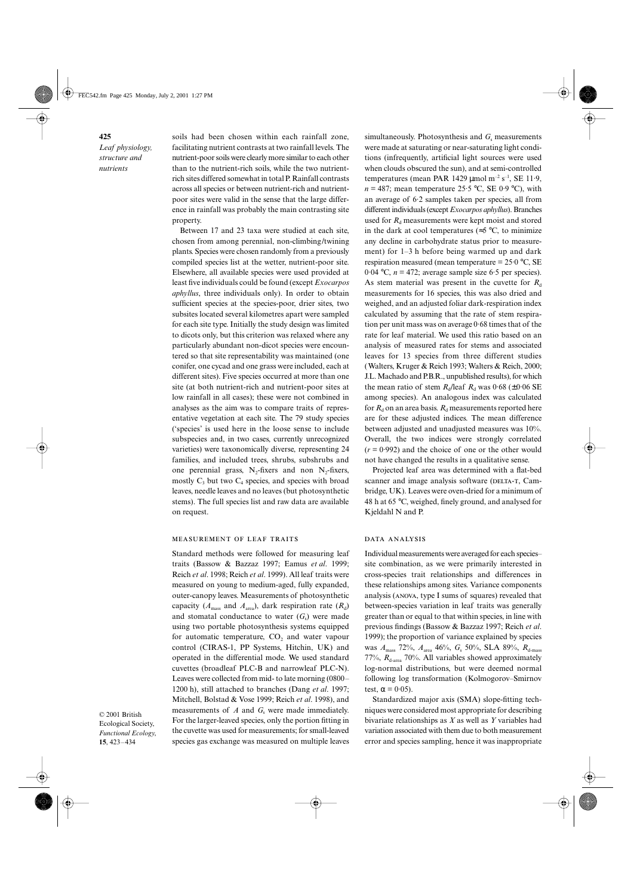soils had been chosen within each rainfall zone, facilitating nutrient contrasts at two rainfall levels. The nutrient-poor soils were clearly more similar to each other than to the nutrient-rich soils, while the two nutrient-rich sites differed somewhat in total P. Rainfall contrasts across all species or between nutrient-rich and nutrient-poor sites were valid in the sense that the large difference in rainfall was probably the main contrasting site property.

Between 17 and 23 taxa were studied at each site, chosen from among perennial, non-climbing/twining plants. Species were chosen randomly from a previously compiled species list at the wetter, nutrient-poor site. Elsewhere, all available species were used provided at least five individuals could be found (except *Exocarpos aphyllus*, three individuals only). In order to obtain sufficient species at the species-poor, drier sites, two subsites located several kilometres apart were sampled for each site type. Initially the study design was limited to dicots only, but this criterion was relaxed where any particularly abundant non-dicot species were encountered so that site representability was maintained (one conifer, one cycad and one grass were included, each at different sites). Five species occurred at more than one site (at both nutrient-rich and nutrient-poor sites at low rainfall in all cases); these were not combined in analyses as the aim was to compare traits of representative vegetation at each site. The 79 study species ('species' is used here in the loose sense to include subspecies and, in two cases, currently unrecognized varieties) were taxonomically diverse, representing 24 families, and included trees, shrubs, subshrubs and one perennial grass, $N_2$-fixers and non $N_2$-fixers, mostly $C_3$ but two $C_4$ species, and species with broad leaves, needle leaves and no leaves (but photosynthetic stems). The full species list and raw data are available on request.

### MEASUREMENT OF LEAF TRAITS

Standard methods were followed for measuring leaf traits (Bassow & Bazzaz 1997; Eamus *et al*. 1999; Reich *et al*. 1998; Reich *et al*. 1999). All leaf traits were measured on young to medium-aged, fully expanded, outer-canopy leaves. Measurements of photosynthetic capacity ($A_{mass}$ and $A_{area}$), dark respiration rate ($R_d$) and stomatal conductance to water ($G_s$) were made using two portable photosynthesis systems equipped for automatic temperature, $CO_2$ and water vapour control (CIRAS-1, PP Systems, Hitchin, UK) and operated in the differential mode. We used standard cuvettes (broadleaf PLC-B and narrowleaf PLC-N). Leaves were collected from mid- to late morning (0800–1200 h), still attached to branches (Dang *et al*. 1997; Mitchell, Bolstad & Vose 1999; Reich *et al*. 1998), and measurements of *A* and $G_s$ were made immediately. For the larger-leaved species, only the portion fitting in the cuvette was used for measurements; for small-leaved species gas exchange was measured on multiple leaves simultaneously. Photosynthesis and $G_s$ measurements were made at saturating or near-saturating light conditions (infrequently, artificial light sources were used when clouds obscured the sun), and at semi-controlled temperatures (mean PAR 1429 μmol m$^{-2}$ s$^{-1}$, SE 11·9, $n$ = 487; mean temperature 25·5 °C, SE 0·9 °C), with an average of 6·2 samples taken per species, all from different individuals (except *Exocarpos aphyllus*). Branches used for $R_d$ measurements were kept moist and stored in the dark at cool temperatures (≈5 °C, to minimize any decline in carbohydrate status prior to measurement) for 1–3 h before being warmed up and dark respiration measured (mean temperature = 25·0 °C, SE 0·04 °C, $n$ = 472; average sample size 6·5 per species). As stem material was present in the cuvette for $R_d$ measurements for 16 species, this was also dried and weighed, and an adjusted foliar dark-respiration index calculated by assuming that the rate of stem respiration per unit mass was on average 0·68 times that of the rate for leaf material. We used this ratio based on an analysis of measured rates for stems and associated leaves for 13 species from three different studies (Walters, Kruger & Reich 1993; Walters & Reich, 2000; J.L. Machado and P.B.R., unpublished results), for which the mean ratio of stem $R_d$/leaf $R_d$ was 0·68 (±0·06 SE among species). An analogous index was calculated for $R_d$ on an area basis. $R_d$ measurements reported here are for these adjusted indices. The mean difference between adjusted and unadjusted measures was 10%. Overall, the two indices were strongly correlated ($r$ = 0·992) and the choice of one or the other would not have changed the results in a qualitative sense.

Projected leaf area was determined with a flat-bed scanner and image analysis software (DELTA-T, Cambridge, UK). Leaves were oven-dried for a minimum of 48 h at 65 °C, weighed, finely ground, and analysed for Kjeldahl N and P.

### DATA ANALYSIS

Individual measurements were averaged for each species–site combination, as we were primarily interested in cross-species trait relationships and differences in these relationships among sites. Variance components analysis (ANOVA, type I sums of squares) revealed that between-species variation in leaf traits was generally greater than or equal to that within species, in line with previous findings (Bassow & Bazzaz 1997; Reich *et al*. 1999); the proportion of variance explained by species was $A_{mass}$ 72%, $A_{area}$ 46%, $G_s$ 50%, SLA 89%, $R_{d\text{-}mass}$ 77%, $R_{d\text{-}area}$ 70%. All variables showed approximately log-normal distributions, but were deemed normal following log transformation (Kolmogorov–Smirnov test, α = 0·05).

Standardized major axis (SMA) slope-fitting techniques were considered most appropriate for describing bivariate relationships as *X* as well as *Y* variables had variation associated with them due to both measurement error and species sampling, hence it was inappropriate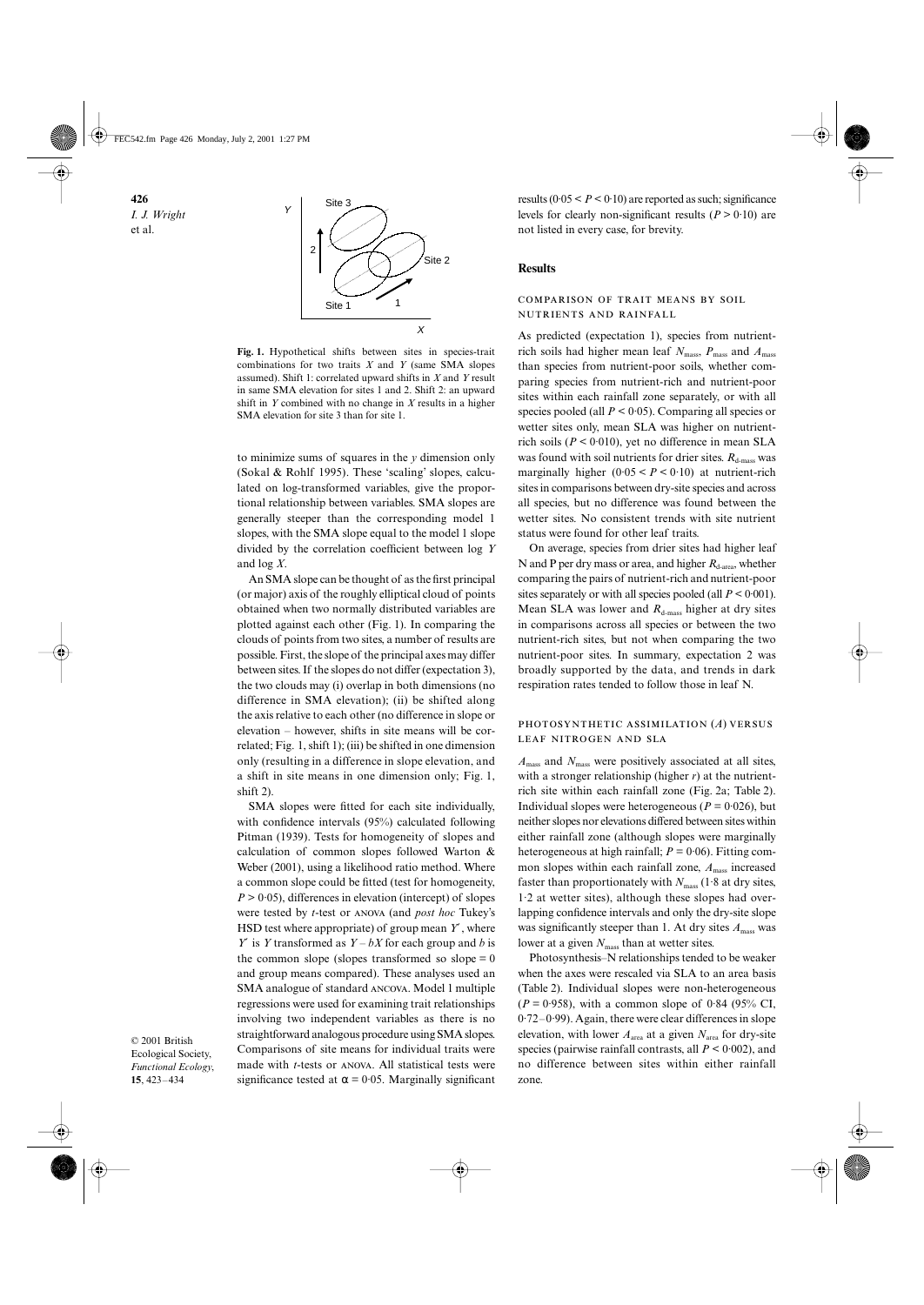**Fig. 1.** Hypothetical shifts between sites in species-trait combinations for two traits $X$ and $Y$ (same SMA slopes assumed). Shift 1: correlated upward shifts in $X$ and $Y$ result in same SMA elevation for sites 1 and 2. Shift 2: an upward shift in $Y$ combined with no change in $X$ results in a higher SMA elevation for site 3 than for site 1.

to minimize sums of squares in the $y$ dimension only (Sokal & Rohlf 1995). These 'scaling' slopes, calculated on log-transformed variables, give the proportional relationship between variables. SMA slopes are generally steeper than the corresponding model 1 slopes, with the SMA slope equal to the model 1 slope divided by the correlation coefficient between log $Y$ and log $X$.

An SMA slope can be thought of as the first principal (or major) axis of the roughly elliptical cloud of points obtained when two normally distributed variables are plotted against each other (Fig. 1). In comparing the clouds of points from two sites, a number of results are possible. First, the slope of the principal axes may differ between sites. If the slopes do not differ (expectation 3), the two clouds may (i) overlap in both dimensions (no difference in SMA elevation); (ii) be shifted along the axis relative to each other (no difference in slope or elevation – however, shifts in site means will be correlated; Fig. 1, shift 1); (iii) be shifted in one dimension only (resulting in a difference in slope elevation, and a shift in site means in one dimension only; Fig. 1, shift 2).

SMA slopes were fitted for each site individually, with confidence intervals (95%) calculated following Pitman (1939). Tests for homogeneity of slopes and calculation of common slopes followed Warton & Weber (2001), using a likelihood ratio method. Where a common slope could be fitted (test for homogeneity, $P > 0{\cdot}05$), differences in elevation (intercept) of slopes were tested by $t$-test or ANOVA (and *post hoc* Tukey's HSD test where appropriate) of group mean $Y'$, where $Y'$ is $Y$ transformed as $Y - bX$ for each group and $b$ is the common slope (slopes transformed so slope = 0 and group means compared). These analyses used an SMA analogue of standard ANCOVA. Model 1 multiple regressions were used for examining trait relationships involving two independent variables as there is no straightforward analogous procedure using SMA slopes. Comparisons of site means for individual traits were made with $t$-tests or ANOVA. All statistical tests were significance tested at $\alpha = 0{\cdot}05$. Marginally significant results ($0{\cdot}05 < P < 0{\cdot}10$) are reported as such; significance levels for clearly non-significant results ($P > 0{\cdot}10$) are not listed in every case, for brevity.

# Results

## Comparison of trait means by soil nutrients and rainfall

As predicted (expectation 1), species from nutrient-rich soils had higher mean leaf $N_{mass}$, $P_{mass}$ and $A_{mass}$ than species from nutrient-poor soils, whether comparing species from nutrient-rich and nutrient-poor sites within each rainfall zone separately, or with all species pooled (all $P < 0{\cdot}05$). Comparing all species or wetter sites only, mean SLA was higher on nutrient-rich soils ($P < 0{\cdot}010$), yet no difference in mean SLA was found with soil nutrients for drier sites. $R_{d\text{-mass}}$ was marginally higher ($0{\cdot}05 < P < 0{\cdot}10$) at nutrient-rich sites in comparisons between dry-site species and across all species, but no difference was found between the wetter sites. No consistent trends with site nutrient status were found for other leaf traits.

On average, species from drier sites had higher leaf N and P per dry mass or area, and higher $R_{d\text{-area}}$, whether comparing the pairs of nutrient-rich and nutrient-poor sites separately or with all species pooled (all $P < 0{\cdot}001$). Mean SLA was lower and $R_{d\text{-mass}}$ higher at dry sites in comparisons across all species or between the two nutrient-rich sites, but not when comparing the two nutrient-poor sites. In summary, expectation 2 was broadly supported by the data, and trends in dark respiration rates tended to follow those in leaf N.

## Photosynthetic assimilation ($A$) versus leaf nitrogen and SLA

$A_{mass}$ and $N_{mass}$ were positively associated at all sites, with a stronger relationship (higher $r$) at the nutrient-rich site within each rainfall zone (Fig. 2a; Table 2). Individual slopes were heterogeneous ($P = 0{\cdot}026$), but neither slopes nor elevations differed between sites within either rainfall zone (although slopes were marginally heterogeneous at high rainfall; $P = 0{\cdot}06$). Fitting common slopes within each rainfall zone, $A_{mass}$ increased faster than proportionately with $N_{mass}$ (1·8 at dry sites, 1·2 at wetter sites), although these slopes had overlapping confidence intervals and only the dry-site slope was significantly steeper than 1. At dry sites $A_{mass}$ was lower at a given $N_{mass}$ than at wetter sites.

Photosynthesis–N relationships tended to be weaker when the axes were rescaled via SLA to an area basis (Table 2). Individual slopes were non-heterogeneous ($P = 0{\cdot}958$), with a common slope of 0·84 (95% CI, 0·72–0·99). Again, there were clear differences in slope elevation, with lower $A_{area}$ at a given $N_{area}$ for dry-site species (pairwise rainfall contrasts, all $P < 0{\cdot}002$), and no difference between sites within either rainfall zone.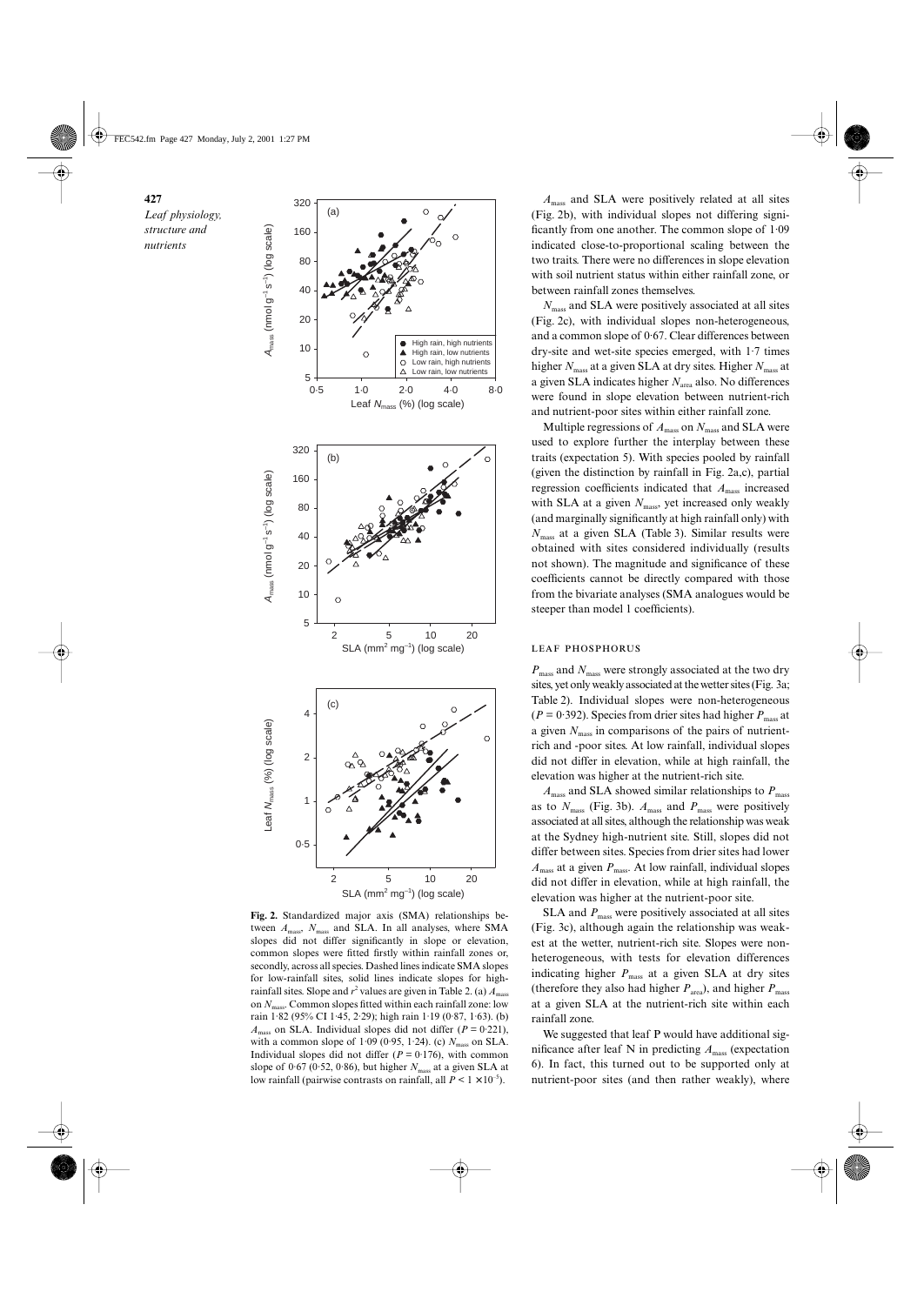**Fig. 2.** Standardized major axis (SMA) relationships between $A_{mass}$, $N_{mass}$ and SLA. In all analyses, where SMA slopes did not differ significantly in slope or elevation, common slopes were fitted firstly within rainfall zones or, secondly, across all species. Dashed lines indicate SMA slopes for low-rainfall sites, solid lines indicate slopes for high-rainfall sites. Slope and $r^2$ values are given in Table 2. (a) $A_{mass}$ on $N_{mass}$. Common slopes fitted within each rainfall zone: low rain 1·82 (95% CI 1·45, 2·29); high rain 1·19 (0·87, 1·63). (b) $A_{mass}$ on SLA. Individual slopes did not differ ($P = 0·221$), with a common slope of 1·09 (0·95, 1·24). (c) $N_{mass}$ on SLA. Individual slopes did not differ ($P = 0·176$), with common slope of 0·67 (0·52, 0·86), but higher $N_{mass}$ at a given SLA at low rainfall (pairwise contrasts on rainfall, all $P < 1 \times 10^{-5}$).

$A_{mass}$ and SLA were positively related at all sites (Fig. 2b), with individual slopes not differing significantly from one another. The common slope of 1·09 indicated close-to-proportional scaling between the two traits. There were no differences in slope elevation with soil nutrient status within either rainfall zone, or between rainfall zones themselves.

$N_{mass}$ and SLA were positively associated at all sites (Fig. 2c), with individual slopes non-heterogeneous, and a common slope of 0·67. Clear differences between dry-site and wet-site species emerged, with 1·7 times higher $N_{mass}$ at a given SLA at dry sites. Higher $N_{mass}$ at a given SLA indicates higher $N_{area}$ also. No differences were found in slope elevation between nutrient-rich and nutrient-poor sites within either rainfall zone.

Multiple regressions of $A_{mass}$ on $N_{mass}$ and SLA were used to explore further the interplay between these traits (expectation 5). With species pooled by rainfall (given the distinction by rainfall in Fig. 2a,c), partial regression coefficients indicated that $A_{mass}$ increased with SLA at a given $N_{mass}$, yet increased only weakly (and marginally significantly at high rainfall only) with $N_{mass}$ at a given SLA (Table 3). Similar results were obtained with sites considered individually (results not shown). The magnitude and significance of these coefficients cannot be directly compared with those from the bivariate analyses (SMA analogues would be steeper than model 1 coefficients).

### LEAF PHOSPHORUS

$P_{mass}$ and $N_{mass}$ were strongly associated at the two dry sites, yet only weakly associated at the wetter sites (Fig. 3a; Table 2). Individual slopes were non-heterogeneous ($P = 0·392$). Species from drier sites had higher $P_{mass}$ at a given $N_{mass}$ in comparisons of the pairs of nutrient-rich and -poor sites. At low rainfall, individual slopes did not differ in elevation, while at high rainfall, the elevation was higher at the nutrient-rich site.

$A_{mass}$ and SLA showed similar relationships to $P_{mass}$ as to $N_{mass}$ (Fig. 3b). $A_{mass}$ and $P_{mass}$ were positively associated at all sites, although the relationship was weak at the Sydney high-nutrient site. Still, slopes did not differ between sites. Species from drier sites had lower $A_{mass}$ at a given $P_{mass}$. At low rainfall, individual slopes did not differ in elevation, while at high rainfall, the elevation was higher at the nutrient-poor site.

SLA and $P_{mass}$ were positively associated at all sites (Fig. 3c), although again the relationship was weakest at the wetter, nutrient-rich site. Slopes were non-heterogeneous, with tests for elevation differences indicating higher $P_{mass}$ at a given SLA at dry sites (therefore they also had higher $P_{area}$), and higher $P_{mass}$ at a given SLA at the nutrient-rich site within each rainfall zone.

We suggested that leaf P would have additional significance after leaf N in predicting $A_{mass}$ (expectation 6). In fact, this turned out to be supported only at nutrient-poor sites (and then rather weakly), where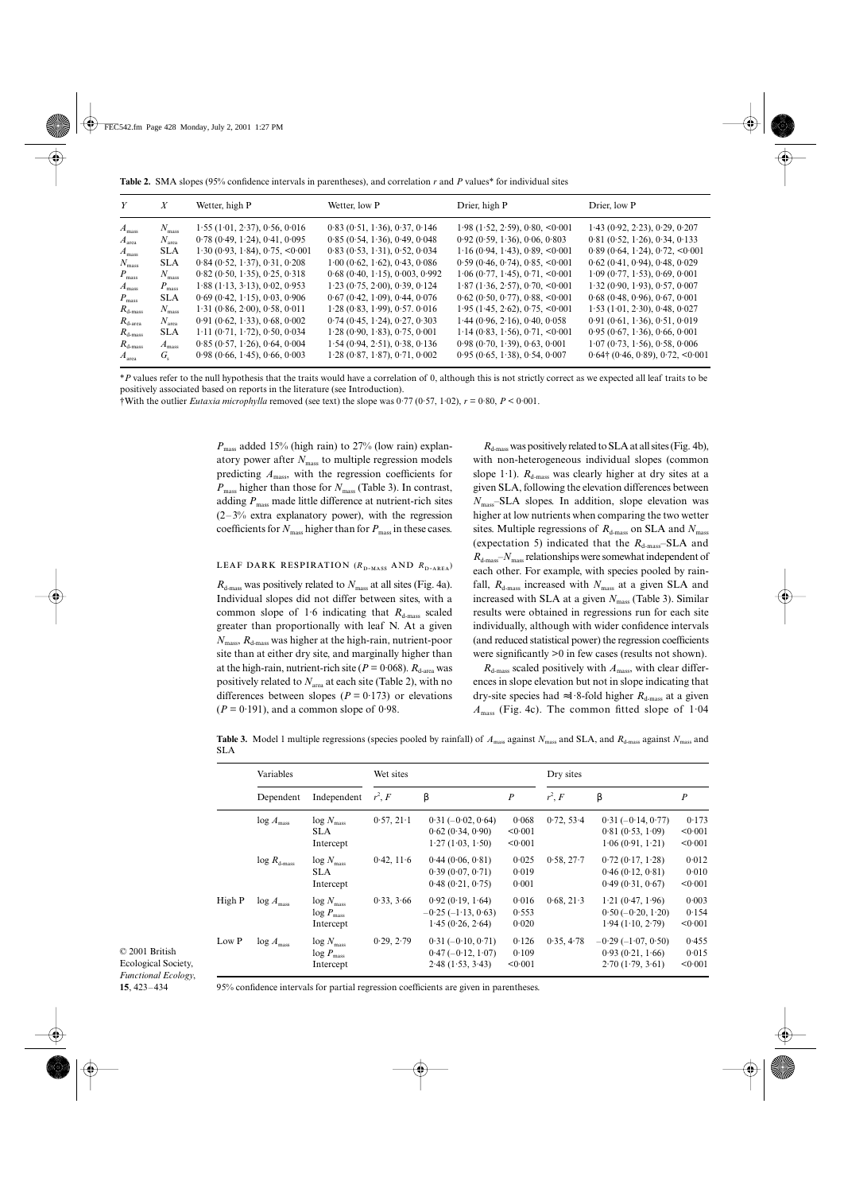**Table 2.** SMA slopes (95% confidence intervals in parentheses), and correlation $r$ and $P$ values* for individual sites

| $Y$ | $X$ | Wetter, high P | Wetter, low P | Drier, high P | Drier, low P |
|---|---|---|---|---|---|
| $A_{mass}$ | $N_{mass}$ | 1·55 (1·01, 2·37), 0·56, 0·016 | 0·83 (0·51, 1·36), 0·37, 0·146 | 1·98 (1·52, 2·59), 0·80, <0·001 | 1·43 (0·92, 2·23), 0·29, 0·207 |
| $A_{area}$ | $N_{area}$ | 0·78 (0·49, 1·24), 0·41, 0·095 | 0·85 (0·54, 1·36), 0·49, 0·048 | 0·92 (0·59, 1·36), 0·06, 0·803 | 0·81 (0·52, 1·26), 0·34, 0·133 |
| $A_{mass}$ | SLA | 1·30 (0·93, 1·84), 0·75, <0·001 | 0·83 (0·53, 1·31), 0·52, 0·034 | 1·16 (0·94, 1·43), 0·89, <0·001 | 0·89 (0·64, 1·24), 0·72, <0·001 |
| $N_{mass}$ | SLA | 0·84 (0·52, 1·37), 0·31, 0·208 | 1·00 (0·62, 1·62), 0·43, 0·086 | 0·59 (0·46, 0·74), 0·85, <0·001 | 0·62 (0·41, 0·94), 0·48, 0·029 |
| $P_{mass}$ | $N_{mass}$ | 0·82 (0·50, 1·35), 0·25, 0·318 | 0·68 (0·40, 1·15), 0·003, 0·992 | 1·06 (0·77, 1·45), 0·71, <0·001 | 1·09 (0·77, 1·53), 0·69, 0·001 |
| $A_{mass}$ | $P_{mass}$ | 1·88 (1·13, 3·13), 0·02, 0·953 | 1·23 (0·75, 2·00), 0·39, 0·124 | 1·87 (1·36, 2·57), 0·70, <0·001 | 1·32 (0·90, 1·93), 0·57, 0·007 |
| $P_{mass}$ | SLA | 0·69 (0·42, 1·15), 0·03, 0·906 | 0·67 (0·42, 1·09), 0·44, 0·076 | 0·62 (0·50, 0·77), 0·88, <0·001 | 0·68 (0·48, 0·96), 0·67, 0·001 |
| $R_{d\text{-}mass}$ | $N_{mass}$ | 1·31 (0·86, 2·00), 0·58, 0·011 | 1·28 (0·83, 1·99), 0·57, 0·016 | 1·95 (1·45, 2·62), 0·75, <0·001 | 1·53 (1·01, 2·30), 0·48, 0·027 |
| $R_{d\text{-}area}$ | $N_{area}$ | 0·91 (0·62, 1·33), 0·68, 0·002 | 0·74 (0·45, 1·24), 0·27, 0·303 | 1·44 (0·96, 2·16), 0·40, 0·058 | 0·91 (0·61, 1·36), 0·51, 0·019 |
| $R_{d\text{-}mass}$ | SLA | 1·11 (0·71, 1·72), 0·50, 0·034 | 1·28 (0·90, 1·83), 0·75, 0·001 | 1·14 (0·83, 1·56), 0·71, <0·001 | 0·95 (0·67, 1·36), 0·66, 0·001 |
| $R_{d\text{-}mass}$ | $A_{mass}$ | 0·85 (0·57, 1·26), 0·64, 0·004 | 1·54 (0·94, 2·51), 0·38, 0·136 | 0·98 (0·70, 1·39), 0·63, 0·001 | 1·07 (0·73, 1·56), 0·58, 0·006 |
| $A_{area}$ | $G_s$ | 0·98 (0·66, 1·45), 0·66, 0·003 | 1·28 (0·87, 1·87), 0·71, 0·002 | 0·95 (0·65, 1·38), 0·54, 0·007 | 0·64† (0·46, 0·89), 0·72, <0·001 |

*$P$ values refer to the null hypothesis that the traits would have a correlation of 0, although this is not strictly correct as we expected all leaf traits to be positively associated based on reports in the literature (see Introduction).

†With the outlier *Eutaxia microphylla* removed (see text) the slope was 0·77 (0·57, 1·02), $r$ = 0·80, $P$ < 0·001.

$P_{mass}$ added 15% (high rain) to 27% (low rain) explanatory power after $N_{mass}$ to multiple regression models predicting $A_{mass}$, with the regression coefficients for $P_{mass}$ higher than those for $N_{mass}$ (Table 3). In contrast, adding $P_{mass}$ made little difference at nutrient-rich sites (2–3% extra explanatory power), with the regression coefficients for $N_{mass}$ higher than for $P_{mass}$ in these cases.

### LEAF DARK RESPIRATION ($R_{D\text{-}MASS}$ AND $R_{D\text{-}AREA}$)

$R_{d\text{-}mass}$ was positively related to $N_{mass}$ at all sites (Fig. 4a). Individual slopes did not differ between sites, with a common slope of 1·6 indicating that $R_{d\text{-}mass}$ scaled greater than proportionally with leaf N. At a given $N_{mass}$, $R_{d\text{-}mass}$ was higher at the high-rain, nutrient-poor site than at either dry site, and marginally higher than at the high-rain, nutrient-rich site ($P$ = 0·068). $R_{d\text{-}area}$ was positively related to $N_{area}$ at each site (Table 2), with no differences between slopes ($P$ = 0·173) or elevations ($P$ = 0·191), and a common slope of 0·98.

$R_{d\text{-}mass}$ was positively related to SLA at all sites (Fig. 4b), with non-heterogeneous individual slopes (common slope 1·1). $R_{d\text{-}mass}$ was clearly higher at dry sites at a given SLA, following the elevation differences between $N_{mass}$–SLA slopes. In addition, slope elevation was higher at low nutrients when comparing the two wetter sites. Multiple regressions of $R_{d\text{-}mass}$ on SLA and $N_{mass}$ (expectation 5) indicated that the $R_{d\text{-}mass}$–SLA and $R_{d\text{-}mass}$–$N_{mass}$ relationships were somewhat independent of each other. For example, with species pooled by rainfall, $R_{d\text{-}mass}$ increased with $N_{mass}$ at a given SLA and increased with SLA at a given $N_{mass}$ (Table 3). Similar results were obtained in regressions run for each site individually, although with wider confidence intervals (and reduced statistical power) the regression coefficients were significantly >0 in few cases (results not shown).

$R_{d\text{-}mass}$ scaled positively with $A_{mass}$, with clear differences in slope elevation but not in slope indicating that dry-site species had ≈1·8-fold higher $R_{d\text{-}mass}$ at a given $A_{mass}$ (Fig. 4c). The common fitted slope of 1·04

**Table 3.** Model 1 multiple regressions (species pooled by rainfall) of $A_{mass}$ against $N_{mass}$ and SLA, and $R_{d\text{-}mass}$ against $N_{mass}$ and SLA

| | Variables | | Wet sites | | | Dry sites | | |
|---|---|---|---|---|---|---|---|---|
| | Dependent | Independent | $r^2$, $F$ | β | $P$ | $r^2$, $F$ | β | $P$ |
| | log $A_{mass}$ | log $N_{mass}$ | 0·57, 21·1 | 0·31 (–0·02, 0·64) | 0·068 | 0·72, 53·4 | 0·31 (–0·14, 0·77) | 0·173 |
| | | SLA | | 0·62 (0·34, 0·90) | <0·001 | | 0·81 (0·53, 1·09) | <0·001 |
| | | Intercept | | 1·27 (1·03, 1·50) | <0·001 | | 1·06 (0·91, 1·21) | <0·001 |
| | log $R_{d\text{-}mass}$ | log $N_{mass}$ | 0·42, 11·6 | 0·44 (0·06, 0·81) | 0·025 | 0·58, 27·7 | 0·72 (0·17, 1·28) | 0·012 |
| | | SLA | | 0·39 (0·07, 0·71) | 0·019 | | 0·46 (0·12, 0·81) | 0·010 |
| | | Intercept | | 0·48 (0·21, 0·75) | 0·001 | | 0·49 (0·31, 0·67) | <0·001 |
| High P | log $A_{mass}$ | log $N_{mass}$ | 0·33, 3·66 | 0·92 (0·19, 1·64) | 0·016 | 0·68, 21·3 | 1·21 (0·47, 1·96) | 0·003 |
| | | log $P_{mass}$ | | –0·25 (–1·13, 0·63) | 0·553 | | 0·50 (–0·20, 1·20) | 0·154 |
| | | Intercept | | 1·45 (0·26, 2·64) | 0·020 | | 1·94 (1·10, 2·79) | <0·001 |
| Low P | log $A_{mass}$ | log $N_{mass}$ | 0·29, 2·79 | 0·31 (–0·10, 0·71) | 0·126 | 0·35, 4·78 | –0·29 (–1·07, 0·50) | 0·455 |
| | | log $P_{mass}$ | | 0·47 (–0·12, 1·07) | 0·109 | | 0·93 (0·21, 1·66) | 0·015 |
| | | Intercept | | 2·48 (1·53, 3·43) | <0·001 | | 2·70 (1·79, 3·61) | <0·001 |

95% confidence intervals for partial regression coefficients are given in parentheses.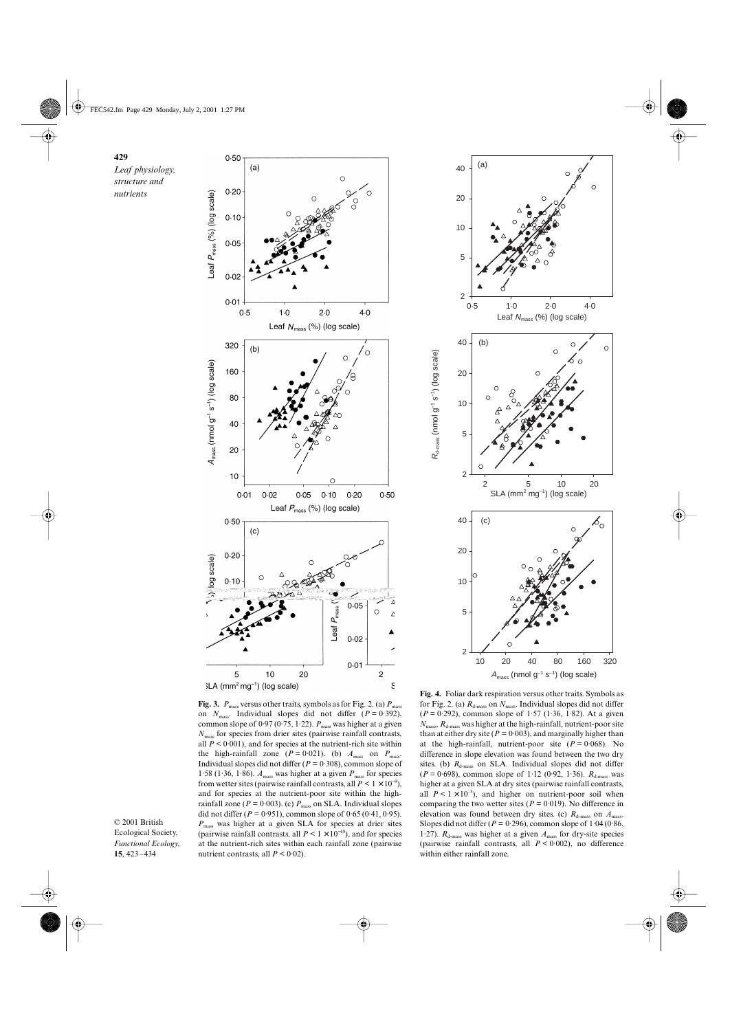**Fig. 3.** $P_{mass}$ versus other traits, symbols as for Fig. 2. (a) $P_{mass}$ on $N_{mass}$. Individual slopes did not differ ($P = 0.392$), common slope of 0·97 (0·75, 1·22). $P_{mass}$ was higher at a given $N_{mass}$ for species from drier sites (pairwise rainfall contrasts, all $P < 0.001$), and for species at the nutrient-rich site within the high-rainfall zone ($P = 0.021$). (b) $A_{mass}$ on $P_{mass}$. Individual slopes did not differ ($P = 0.308$), common slope of 1·58 (1·36, 1·86). $A_{mass}$ was higher at a given $P_{mass}$ for species from wetter sites (pairwise rainfall contrasts, all $P < 1 \times 10^{-6}$), and for species at the nutrient-poor site within the high-rainfall zone ($P = 0.003$). (c) $P_{mass}$ on SLA. Individual slopes did not differ ($P = 0.951$), common slope of 0·65 (0·41, 0·95). $P_{mass}$ was higher at a given SLA for species at drier sites (pairwise rainfall contrasts, all $P < 1 \times 10^{-10}$), and for species at the nutrient-rich sites within each rainfall zone (pairwise nutrient contrasts, all $P < 0.02$).

**Fig. 4.** Foliar dark respiration versus other traits. Symbols as for Fig. 2. (a) $R_{d\text{-}mass}$ on $N_{mass}$. Individual slopes did not differ ($P = 0.292$), common slope of 1·57 (1·36, 1·82). At a given $N_{mass}$, $R_{d\text{-}mass}$ was higher at the high-rainfall, nutrient-poor site than at either dry site ($P = 0.003$), and marginally higher than at the high-rainfall, nutrient-poor site ($P = 0.068$). No difference in slope elevation was found between the two dry sites. (b) $R_{d\text{-}mass}$ on SLA. Individual slopes did not differ ($P = 0.698$), common slope of 1·12 (0·92, 1·36). $R_{d\text{-}mass}$ was higher at a given SLA at dry sites (pairwise rainfall contrasts, all $P < 1 \times 10^{-5}$), and higher on nutrient-poor soil when comparing the two wetter sites ($P = 0.019$). No difference in elevation was found between dry sites. (c) $R_{d\text{-}mass}$ on $A_{mass}$. Slopes did not differ ($P = 0.296$), common slope of 1·04 (0·86, 1·27). $R_{d\text{-}mass}$ was higher at a given $A_{mass}$ for dry-site species (pairwise rainfall contrasts, all $P < 0.002$), no difference within either rainfall zone.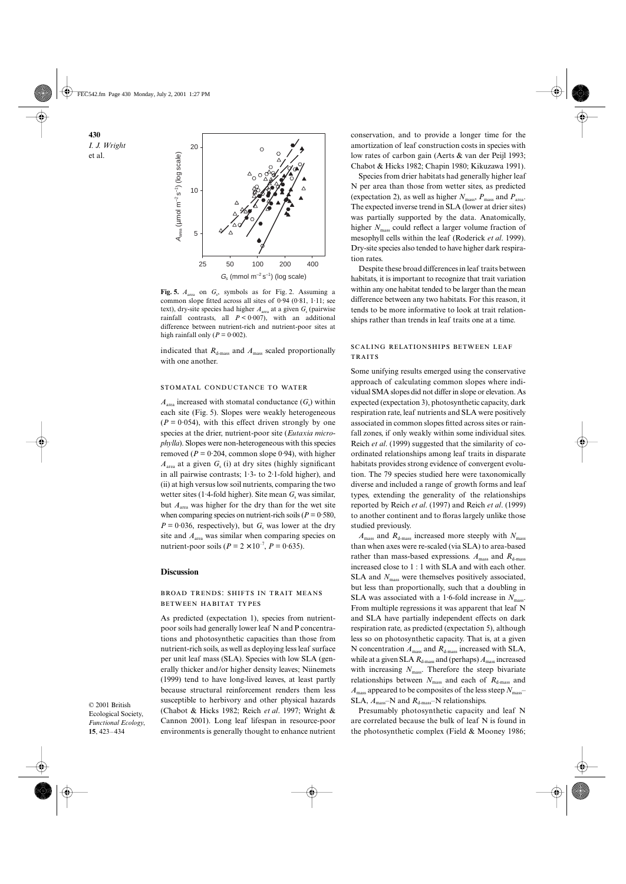**Fig. 5.** $A_{area}$ on $G_s$, symbols as for Fig. 2. Assuming a common slope fitted across all sites of 0·94 (0·81, 1·11; see text), dry-site species had higher $A_{area}$ at a given $G_s$ (pairwise rainfall contrasts, all $P < 0·007$), with an additional difference between nutrient-rich and nutrient-poor sites at high rainfall only ($P = 0·002$).

indicated that $R_{d\text{-}mass}$ and $A_{mass}$ scaled proportionally with one another.

### Stomatal conductance to water

$A_{area}$ increased with stomatal conductance ($G_s$) within each site (Fig. 5). Slopes were weakly heterogeneous ($P = 0·054$), with this effect driven strongly by one species at the drier, nutrient-poor site (*Eutaxia microphylla*). Slopes were non-heterogeneous with this species removed ($P = 0·204$, common slope 0·94), with higher $A_{area}$ at a given $G_s$ (i) at dry sites (highly significant in all pairwise contrasts; 1·3- to 2·1-fold higher), and (ii) at high versus low soil nutrients, comparing the two wetter sites (1·4-fold higher). Site mean $G_s$ was similar, but $A_{area}$ was higher for the dry than for the wet site when comparing species on nutrient-rich soils ($P = 0·580$, $P = 0·036$, respectively), but $G_s$ was lower at the dry site and $A_{area}$ was similar when comparing species on nutrient-poor soils ($P = 2 \times 10^{-7}$, $P = 0·635$).

## Discussion

### Broad trends: shifts in trait means between habitat types

As predicted (expectation 1), species from nutrient-poor soils had generally lower leaf N and P concentrations and photosynthetic capacities than those from nutrient-rich soils, as well as deploying less leaf surface per unit leaf mass (SLA). Species with low SLA (generally thicker and/or higher density leaves; Niinemets (1999) tend to have long-lived leaves, at least partly because structural reinforcement renders them less susceptible to herbivory and other physical hazards (Chabot & Hicks 1982; Reich *et al*. 1997; Wright & Cannon 2001). Long leaf lifespan in resource-poor environments is generally thought to enhance nutrient conservation, and to provide a longer time for the amortization of leaf construction costs in species with low rates of carbon gain (Aerts & van der Peijl 1993; Chabot & Hicks 1982; Chapin 1980; Kikuzawa 1991).

Species from drier habitats had generally higher leaf N per area than those from wetter sites, as predicted (expectation 2), as well as higher $N_{mass}$, $P_{mass}$ and $P_{area}$. The expected inverse trend in SLA (lower at drier sites) was partially supported by the data. Anatomically, higher $N_{mass}$ could reflect a larger volume fraction of mesophyll cells within the leaf (Roderick *et al*. 1999). Dry-site species also tended to have higher dark respiration rates.

Despite these broad differences in leaf traits between habitats, it is important to recognize that trait variation within any one habitat tended to be larger than the mean difference between any two habitats. For this reason, it tends to be more informative to look at trait relationships rather than trends in leaf traits one at a time.

### Scaling relationships between leaf traits

Some unifying results emerged using the conservative approach of calculating common slopes where individual SMA slopes did not differ in slope or elevation. As expected (expectation 3), photosynthetic capacity, dark respiration rate, leaf nutrients and SLA were positively associated in common slopes fitted across sites or rainfall zones, if only weakly within some individual sites. Reich *et al*. (1999) suggested that the similarity of co-ordinated relationships among leaf traits in disparate habitats provides strong evidence of convergent evolution. The 79 species studied here were taxonomically diverse and included a range of growth forms and leaf types, extending the generality of the relationships reported by Reich *et al*. (1997) and Reich *et al*. (1999) to another continent and to floras largely unlike those studied previously.

$A_{mass}$ and $R_{d\text{-}mass}$ increased more steeply with $N_{mass}$ than when axes were re-scaled (via SLA) to area-based rather than mass-based expressions. $A_{mass}$ and $R_{d\text{-}mass}$ increased close to 1 : 1 with SLA and with each other. SLA and $N_{mass}$ were themselves positively associated, but less than proportionally, such that a doubling in SLA was associated with a 1·6-fold increase in $N_{mass}$. From multiple regressions it was apparent that leaf N and SLA have partially independent effects on dark respiration rate, as predicted (expectation 5), although less so on photosynthetic capacity. That is, at a given N concentration $A_{mass}$ and $R_{d\text{-}mass}$ increased with SLA, while at a given SLA $R_{d\text{-}mass}$ and (perhaps) $A_{mass}$ increased with increasing $N_{mass}$. Therefore the steep bivariate relationships between $N_{mass}$ and each of $R_{d\text{-}mass}$ and $A_{mass}$ appeared to be composites of the less steep $N_{mass}$–SLA, $A_{mass}$–N and $R_{d\text{-}mass}$–N relationships.

Presumably photosynthetic capacity and leaf N are correlated because the bulk of leaf N is found in the photosynthetic complex (Field & Mooney 1986;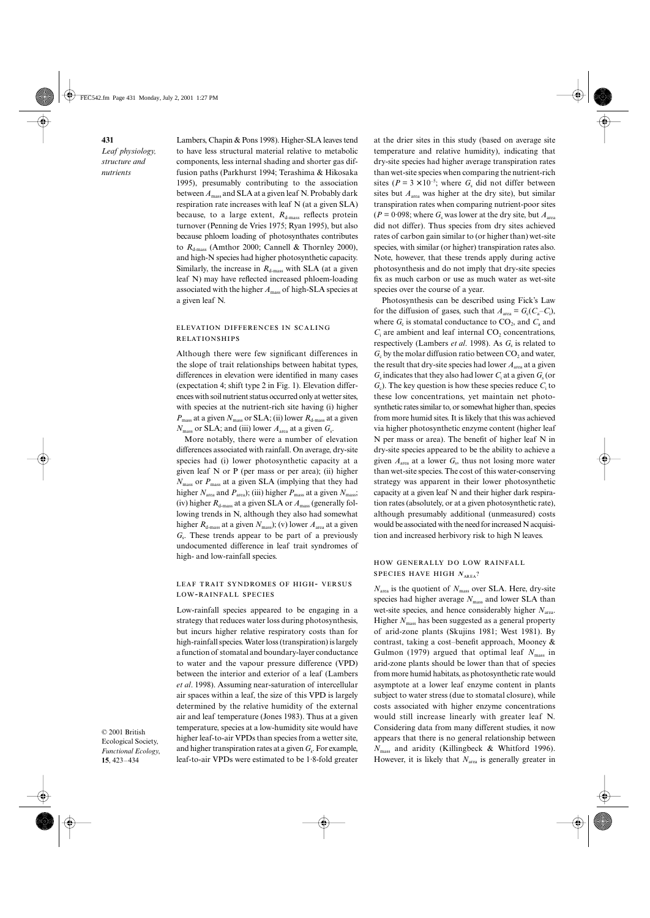Lambers, Chapin & Pons 1998). Higher-SLA leaves tend to have less structural material relative to metabolic components, less internal shading and shorter gas diffusion paths (Parkhurst 1994; Terashima & Hikosaka 1995), presumably contributing to the association between $A_{mass}$ and SLA at a given leaf N. Probably dark respiration rate increases with leaf N (at a given SLA) because, to a large extent, $R_{d\text{-}mass}$ reflects protein turnover (Penning de Vries 1975; Ryan 1995), but also because phloem loading of photosynthates contributes to $R_{d\text{-}mass}$ (Amthor 2000; Cannell & Thornley 2000), and high-N species had higher photosynthetic capacity. Similarly, the increase in $R_{d\text{-}mass}$ with SLA (at a given leaf N) may have reflected increased phloem-loading associated with the higher $A_{mass}$ of high-SLA species at a given leaf N.

## Elevation differences in scaling relationships

Although there were few significant differences in the slope of trait relationships between habitat types, differences in elevation were identified in many cases (expectation 4; shift type 2 in Fig. 1). Elevation differences with soil nutrient status occurred only at wetter sites, with species at the nutrient-rich site having (i) higher $P_{mass}$ at a given $N_{mass}$ or SLA; (ii) lower $R_{d\text{-}mass}$ at a given $N_{mass}$ or SLA; and (iii) lower $A_{area}$ at a given $G_s$.

More notably, there were a number of elevation differences associated with rainfall. On average, dry-site species had (i) lower photosynthetic capacity at a given leaf N or P (per mass or per area); (ii) higher $N_{mass}$ or $P_{mass}$ at a given SLA (implying that they had higher $N_{area}$ and $P_{area}$); (iii) higher $P_{mass}$ at a given $N_{mass}$; (iv) higher $R_{d\text{-}mass}$ at a given SLA or $A_{mass}$ (generally following trends in N, although they also had somewhat higher $R_{d\text{-}mass}$ at a given $N_{mass}$); (v) lower $A_{area}$ at a given $G_s$. These trends appear to be part of a previously undocumented difference in leaf trait syndromes of high- and low-rainfall species.

## Leaf trait syndromes of high- versus low-rainfall species

Low-rainfall species appeared to be engaging in a strategy that reduces water loss during photosynthesis, but incurs higher relative respiratory costs than for high-rainfall species. Water loss (transpiration) is largely a function of stomatal and boundary-layer conductance to water and the vapour pressure difference (VPD) between the interior and exterior of a leaf (Lambers *et al.* 1998). Assuming near-saturation of intercellular air spaces within a leaf, the size of this VPD is largely determined by the relative humidity of the external air and leaf temperature (Jones 1983). Thus at a given temperature, species at a low-humidity site would have higher leaf-to-air VPDs than species from a wetter site, and higher transpiration rates at a given $G_s$. For example, leaf-to-air VPDs were estimated to be 1·8-fold greater at the drier sites in this study (based on average site temperature and relative humidity), indicating that dry-site species had higher average transpiration rates than wet-site species when comparing the nutrient-rich sites ($P = 3 \times 10^{-5}$; where $G_s$ did not differ between sites but $A_{area}$ was higher at the dry site), but similar transpiration rates when comparing nutrient-poor sites ($P = 0{\cdot}098$; where $G_s$ was lower at the dry site, but $A_{area}$ did not differ). Thus species from dry sites achieved rates of carbon gain similar to (or higher than) wet-site species, with similar (or higher) transpiration rates also. Note, however, that these trends apply during active photosynthesis and do not imply that dry-site species fix as much carbon or use as much water as wet-site species over the course of a year.

Photosynthesis can be described using Fick's Law for the diffusion of gases, such that $A_{area} = G_c(C_a–C_i)$, where $G_c$ is stomatal conductance to $CO_2$, and $C_a$ and $C_i$ are ambient and leaf internal $CO_2$ concentrations, respectively (Lambers *et al.* 1998). As $G_s$ is related to $G_c$ by the molar diffusion ratio between $CO_2$ and water, the result that dry-site species had lower $A_{area}$ at a given $G_s$ indicates that they also had lower $C_i$ at a given $G_s$ (or $G_c$). The key question is how these species reduce $C_i$ to these low concentrations, yet maintain net photosynthetic rates similar to, or somewhat higher than, species from more humid sites. It is likely that this was achieved via higher photosynthetic enzyme content (higher leaf N per mass or area). The benefit of higher leaf N in dry-site species appeared to be the ability to achieve a given $A_{area}$ at a lower $G_s$, thus not losing more water than wet-site species. The cost of this water-conserving strategy was apparent in their lower photosynthetic capacity at a given leaf N and their higher dark respiration rates (absolutely, or at a given photosynthetic rate), although presumably additional (unmeasured) costs would be associated with the need for increased N acquisition and increased herbivory risk to high N leaves.

## How generally do low rainfall species have high $N_{area}$?

$N_{area}$ is the quotient of $N_{mass}$ over SLA. Here, dry-site species had higher average $N_{mass}$ and lower SLA than wet-site species, and hence considerably higher $N_{area}$. Higher $N_{mass}$ has been suggested as a general property of arid-zone plants (Skujins 1981; West 1981). By contrast, taking a cost–benefit approach, Mooney & Gulmon (1979) argued that optimal leaf $N_{mass}$ in arid-zone plants should be lower than that of species from more humid habitats, as photosynthetic rate would asymptote at a lower leaf enzyme content in plants subject to water stress (due to stomatal closure), while costs associated with higher enzyme concentrations would still increase linearly with greater leaf N. Considering data from many different studies, it now appears that there is no general relationship between $N_{mass}$ and aridity (Killingbeck & Whitford 1996). However, it is likely that $N_{area}$ is generally greater in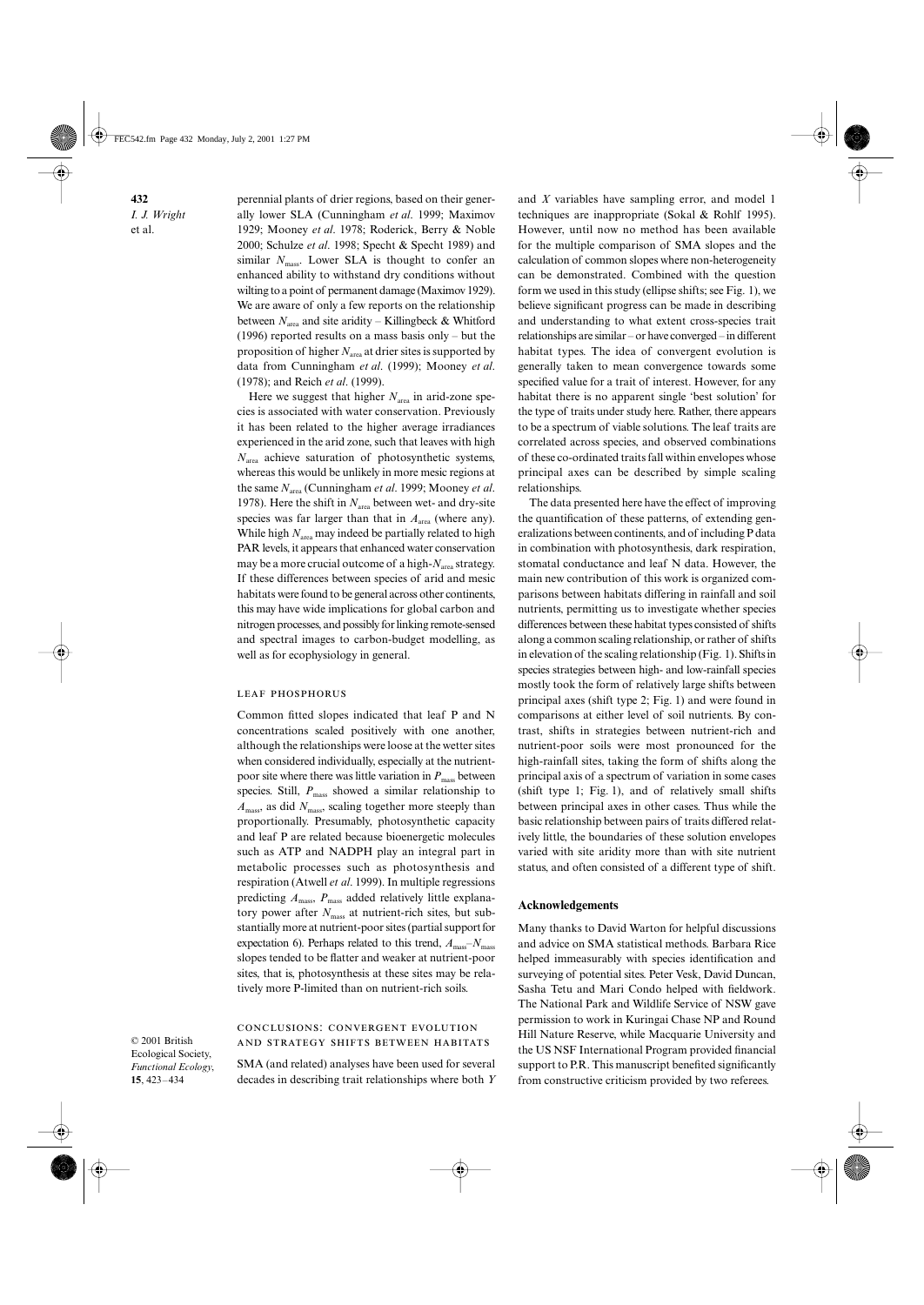perennial plants of drier regions, based on their generally lower SLA (Cunningham *et al*. 1999; Maximov 1929; Mooney *et al*. 1978; Roderick, Berry & Noble 2000; Schulze *et al*. 1998; Specht & Specht 1989) and similar $N_{mass}$. Lower SLA is thought to confer an enhanced ability to withstand dry conditions without wilting to a point of permanent damage (Maximov 1929). We are aware of only a few reports on the relationship between $N_{area}$ and site aridity – Killingbeck & Whitford (1996) reported results on a mass basis only – but the proposition of higher $N_{area}$ at drier sites is supported by data from Cunningham *et al*. (1999); Mooney *et al*. (1978); and Reich *et al*. (1999).

Here we suggest that higher $N_{area}$ in arid-zone species is associated with water conservation. Previously it has been related to the higher average irradiances experienced in the arid zone, such that leaves with high $N_{area}$ achieve saturation of photosynthetic systems, whereas this would be unlikely in more mesic regions at the same $N_{area}$ (Cunningham *et al*. 1999; Mooney *et al*. 1978). Here the shift in $N_{area}$ between wet- and dry-site species was far larger than that in $A_{area}$ (where any). While high $N_{area}$ may indeed be partially related to high PAR levels, it appears that enhanced water conservation may be a more crucial outcome of a high-$N_{area}$ strategy. If these differences between species of arid and mesic habitats were found to be general across other continents, this may have wide implications for global carbon and nitrogen processes, and possibly for linking remote-sensed and spectral images to carbon-budget modelling, as well as for ecophysiology in general.

### LEAF PHOSPHORUS

Common fitted slopes indicated that leaf P and N concentrations scaled positively with one another, although the relationships were loose at the wetter sites when considered individually, especially at the nutrient-poor site where there was little variation in $P_{mass}$ between species. Still, $P_{mass}$ showed a similar relationship to $A_{mass}$, as did $N_{mass}$, scaling together more steeply than proportionally. Presumably, photosynthetic capacity and leaf P are related because bioenergetic molecules such as ATP and NADPH play an integral part in metabolic processes such as photosynthesis and respiration (Atwell *et al*. 1999). In multiple regressions predicting $A_{mass}$, $P_{mass}$ added relatively little explanatory power after $N_{mass}$ at nutrient-rich sites, but substantially more at nutrient-poor sites (partial support for expectation 6). Perhaps related to this trend, $A_{mass}$–$N_{mass}$ slopes tended to be flatter and weaker at nutrient-poor sites, that is, photosynthesis at these sites may be relatively more P-limited than on nutrient-rich soils.

### CONCLUSIONS: CONVERGENT EVOLUTION AND STRATEGY SHIFTS BETWEEN HABITATS

SMA (and related) analyses have been used for several decades in describing trait relationships where both *Y* and *X* variables have sampling error, and model 1 techniques are inappropriate (Sokal & Rohlf 1995). However, until now no method has been available for the multiple comparison of SMA slopes and the calculation of common slopes where non-heterogeneity can be demonstrated. Combined with the question form we used in this study (ellipse shifts; see Fig. 1), we believe significant progress can be made in describing and understanding to what extent cross-species trait relationships are similar – or have converged – in different habitat types. The idea of convergent evolution is generally taken to mean convergence towards some specified value for a trait of interest. However, for any habitat there is no apparent single 'best solution' for the type of traits under study here. Rather, there appears to be a spectrum of viable solutions. The leaf traits are correlated across species, and observed combinations of these co-ordinated traits fall within envelopes whose principal axes can be described by simple scaling relationships.

The data presented here have the effect of improving the quantification of these patterns, of extending generalizations between continents, and of including P data in combination with photosynthesis, dark respiration, stomatal conductance and leaf N data. However, the main new contribution of this work is organized comparisons between habitats differing in rainfall and soil nutrients, permitting us to investigate whether species differences between these habitat types consisted of shifts along a common scaling relationship, or rather of shifts in elevation of the scaling relationship (Fig. 1). Shifts in species strategies between high- and low-rainfall species mostly took the form of relatively large shifts between principal axes (shift type 2; Fig. 1) and were found in comparisons at either level of soil nutrients. By contrast, shifts in strategies between nutrient-rich and nutrient-poor soils were most pronounced for the high-rainfall sites, taking the form of shifts along the principal axis of a spectrum of variation in some cases (shift type 1; Fig. 1), and of relatively small shifts between principal axes in other cases. Thus while the basic relationship between pairs of traits differed relatively little, the boundaries of these solution envelopes varied with site aridity more than with site nutrient status, and often consisted of a different type of shift.

## Acknowledgements

Many thanks to David Warton for helpful discussions and advice on SMA statistical methods. Barbara Rice helped immeasurably with species identification and surveying of potential sites. Peter Vesk, David Duncan, Sasha Tetu and Mari Condo helped with fieldwork. The National Park and Wildlife Service of NSW gave permission to work in Kuringai Chase NP and Round Hill Nature Reserve, while Macquarie University and the US NSF International Program provided financial support to P.R. This manuscript benefited significantly from constructive criticism provided by two referees.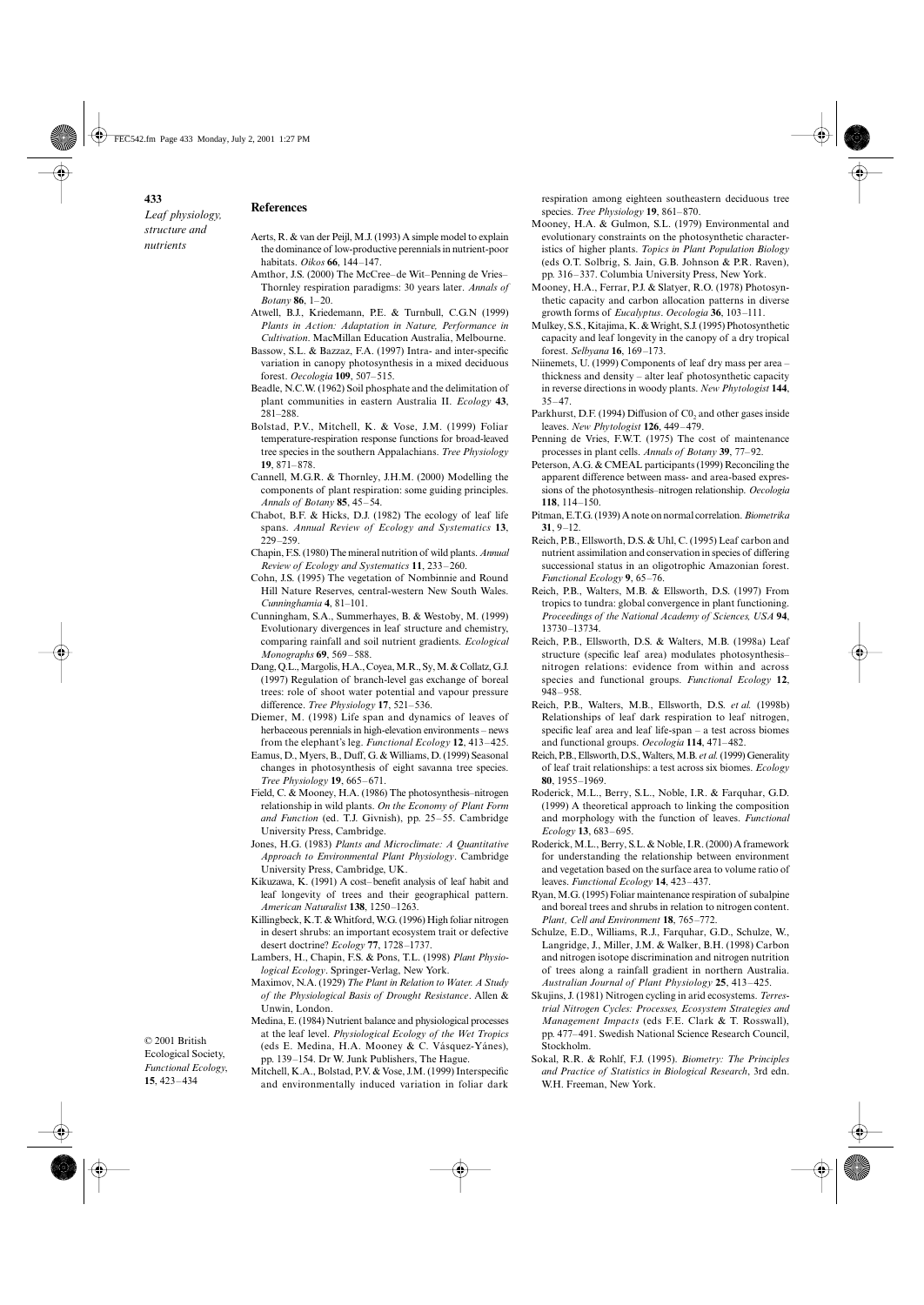## References

Aerts, R. & van der Peijl, M.J. (1993) A simple model to explain the dominance of low-productive perennials in nutrient-poor habitats. *Oikos* **66**, 144–147.

Amthor, J.S. (2000) The McCree–de Wit–Penning de Vries–Thornley respiration paradigms: 30 years later. *Annals of Botany* **86**, 1–20.

Atwell, B.J., Kriedemann, P.E. & Turnbull, C.G.N (1999) *Plants in Action: Adaptation in Nature, Performance in Cultivation*. MacMillan Education Australia, Melbourne.

Bassow, S.L. & Bazzaz, F.A. (1997) Intra- and inter-specific variation in canopy photosynthesis in a mixed deciduous forest. *Oecologia* **109**, 507–515.

Beadle, N.C.W. (1962) Soil phosphate and the delimitation of plant communities in eastern Australia II. *Ecology* **43**, 281–288.

Bolstad, P.V., Mitchell, K. & Vose, J.M. (1999) Foliar temperature-respiration response functions for broad-leaved tree species in the southern Appalachians. *Tree Physiology* **19**, 871–878.

Cannell, M.G.R. & Thornley, J.H.M. (2000) Modelling the components of plant respiration: some guiding principles. *Annals of Botany* **85**, 45–54.

Chabot, B.F. & Hicks, D.J. (1982) The ecology of leaf life spans. *Annual Review of Ecology and Systematics* **13**, 229–259.

Chapin, F.S. (1980) The mineral nutrition of wild plants. *Annual Review of Ecology and Systematics* **11**, 233–260.

Cohn, J.S. (1995) The vegetation of Nombinnie and Round Hill Nature Reserves, central-western New South Wales. *Cunninghamia* **4**, 81–101.

Cunningham, S.A., Summerhayes, B. & Westoby, M. (1999) Evolutionary divergences in leaf structure and chemistry, comparing rainfall and soil nutrient gradients. *Ecological Monographs* **69**, 569–588.

Dang, Q.L., Margolis, H.A., Coyea, M.R., Sy, M. & Collatz, G.J. (1997) Regulation of branch-level gas exchange of boreal trees: role of shoot water potential and vapour pressure difference. *Tree Physiology* **17**, 521–536.

Diemer, M. (1998) Life span and dynamics of leaves of herbaceous perennials in high-elevation environments – news from the elephant's leg. *Functional Ecology* **12**, 413–425.

Eamus, D., Myers, B., Duff, G. & Williams, D. (1999) Seasonal changes in photosynthesis of eight savanna tree species. *Tree Physiology* **19**, 665–671.

Field, C. & Mooney, H.A. (1986) The photosynthesis–nitrogen relationship in wild plants. *On the Economy of Plant Form and Function* (ed. T.J. Givnish), pp. 25–55. Cambridge University Press, Cambridge.

Jones, H.G. (1983) *Plants and Microclimate: A Quantitative Approach to Environmental Plant Physiology*. Cambridge University Press, Cambridge, UK.

Kikuzawa, K. (1991) A cost–benefit analysis of leaf habit and leaf longevity of trees and their geographical pattern. *American Naturalist* **138**, 1250–1263.

Killingbeck, K.T. & Whitford, W.G. (1996) High foliar nitrogen in desert shrubs: an important ecosystem trait or defective desert doctrine? *Ecology* **77**, 1728–1737.

Lambers, H., Chapin, F.S. & Pons, T.L. (1998) *Plant Physiological Ecology*. Springer-Verlag, New York.

Maximov, N.A. (1929) *The Plant in Relation to Water. A Study of the Physiological Basis of Drought Resistance*. Allen & Unwin, London.

Medina, E. (1984) Nutrient balance and physiological processes at the leaf level. *Physiological Ecology of the Wet Tropics* (eds E. Medina, H.A. Mooney & C. Vásquez-Yánes), pp. 139–154. Dr W. Junk Publishers, The Hague.

Mitchell, K.A., Bolstad, P.V. & Vose, J.M. (1999) Interspecific and environmentally induced variation in foliar dark respiration among eighteen southeastern deciduous tree species. *Tree Physiology* **19**, 861–870.

Mooney, H.A. & Gulmon, S.L. (1979) Environmental and evolutionary constraints on the photosynthetic characteristics of higher plants. *Topics in Plant Population Biology* (eds O.T. Solbrig, S. Jain, G.B. Johnson & P.R. Raven), pp. 316–337. Columbia University Press, New York.

Mooney, H.A., Ferrar, P.J. & Slatyer, R.O. (1978) Photosynthetic capacity and carbon allocation patterns in diverse growth forms of *Eucalyptus*. *Oecologia* **36**, 103–111.

Mulkey, S.S., Kitajima, K. & Wright, S.J. (1995) Photosynthetic capacity and leaf longevity in the canopy of a dry tropical forest. *Selbyana* **16**, 169–173.

Niinemets, U. (1999) Components of leaf dry mass per area – thickness and density – alter leaf photosynthetic capacity in reverse directions in woody plants. *New Phytologist* **144**, 35–47.

Parkhurst, D.F. (1994) Diffusion of $C0_2$ and other gases inside leaves. *New Phytologist* **126**, 449–479.

Penning de Vries, F.W.T. (1975) The cost of maintenance processes in plant cells. *Annals of Botany* **39**, 77–92.

Peterson, A.G. & CMEAL participants (1999) Reconciling the apparent difference between mass- and area-based expressions of the photosynthesis–nitrogen relationship. *Oecologia* **118**, 114–150.

Pitman, E.T.G. (1939) A note on normal correlation. *Biometrika* **31**, 9–12.

Reich, P.B., Ellsworth, D.S. & Uhl, C. (1995) Leaf carbon and nutrient assimilation and conservation in species of differing successional status in an oligotrophic Amazonian forest. *Functional Ecology* **9**, 65–76.

Reich, P.B., Walters, M.B. & Ellsworth, D.S. (1997) From tropics to tundra: global convergence in plant functioning. *Proceedings of the National Academy of Sciences, USA* **94**, 13730–13734.

Reich, P.B., Ellsworth, D.S. & Walters, M.B. (1998a) Leaf structure (specific leaf area) modulates photosynthesis–nitrogen relations: evidence from within and across species and functional groups. *Functional Ecology* **12**, 948–958.

Reich, P.B., Walters, M.B., Ellsworth, D.S. *et al.* (1998b) Relationships of leaf dark respiration to leaf nitrogen, specific leaf area and leaf life-span – a test across biomes and functional groups. *Oecologia* **114**, 471–482.

Reich, P.B., Ellsworth, D.S., Walters, M.B. *et al.* (1999) Generality of leaf trait relationships: a test across six biomes. *Ecology* **80**, 1955–1969.

Roderick, M.L., Berry, S.L., Noble, I.R. & Farquhar, G.D. (1999) A theoretical approach to linking the composition and morphology with the function of leaves. *Functional Ecology* **13**, 683–695.

Roderick, M.L., Berry, S.L. & Noble, I.R. (2000) A framework for understanding the relationship between environment and vegetation based on the surface area to volume ratio of leaves. *Functional Ecology* **14**, 423–437.

Ryan, M.G. (1995) Foliar maintenance respiration of subalpine and boreal trees and shrubs in relation to nitrogen content. *Plant, Cell and Environment* **18**, 765–772.

Schulze, E.D., Williams, R.J., Farquhar, G.D., Schulze, W., Langridge, J., Miller, J.M. & Walker, B.H. (1998) Carbon and nitrogen isotope discrimination and nitrogen nutrition of trees along a rainfall gradient in northern Australia. *Australian Journal of Plant Physiology* **25**, 413–425.

Skujins, J. (1981) Nitrogen cycling in arid ecosystems. *Terrestrial Nitrogen Cycles: Processes, Ecosystem Strategies and Management Impacts* (eds F.E. Clark & T. Rosswall), pp. 477–491. Swedish National Science Research Council, Stockholm.

Sokal, R.R. & Rohlf, F.J. (1995). *Biometry: The Principles and Practice of Statistics in Biological Research*, 3rd edn. W.H. Freeman, New York.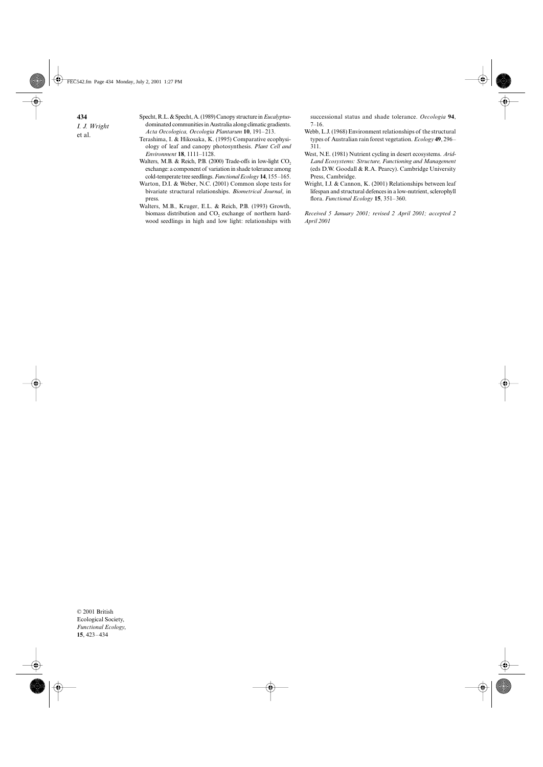Specht, R.L. & Specht, A. (1989) Canopy structure in *Eucalyptus*-dominated communities in Australia along climatic gradients. *Acta Oecologica, Oecologia Plantarum* **10**, 191–213.

Terashima, I. & Hikosaka, K. (1995) Comparative ecophysiology of leaf and canopy photosynthesis. *Plant Cell and Environment* **18**, 1111–1128.

Walters, M.B. & Reich, P.B. (2000) Trade-offs in low-light $CO_2$ exchange: a component of variation in shade tolerance among cold-temperate tree seedlings. *Functional Ecology* **14**, 155–165.

Warton, D.I. & Weber, N.C. (2001) Common slope tests for bivariate structural relationships. *Biometrical Journal*, in press.

Walters, M.B., Kruger, E.L. & Reich, P.B. (1993) Growth, biomass distribution and $CO_2$ exchange of northern hardwood seedlings in high and low light: relationships with successional status and shade tolerance. *Oecologia* **94**, 7–16.

Webb, L.J. (1968) Environment relationships of the structural types of Australian rain forest vegetation. *Ecology* **49**, 296–311.

West, N.E. (1981) Nutrient cycling in desert ecosystems. *Arid-Land Ecosystems: Structure, Functioning and Management* (eds D.W. Goodall & R.A. Pearcy). Cambridge University Press, Cambridge.

Wright, I.J. & Cannon, K. (2001) Relationships between leaf lifespan and structural defences in a low-nutrient, sclerophyll flora. *Functional Ecology* **15**, 351–360.

*Received 5 January 2001; revised 2 April 2001; accepted 2 April 2001*